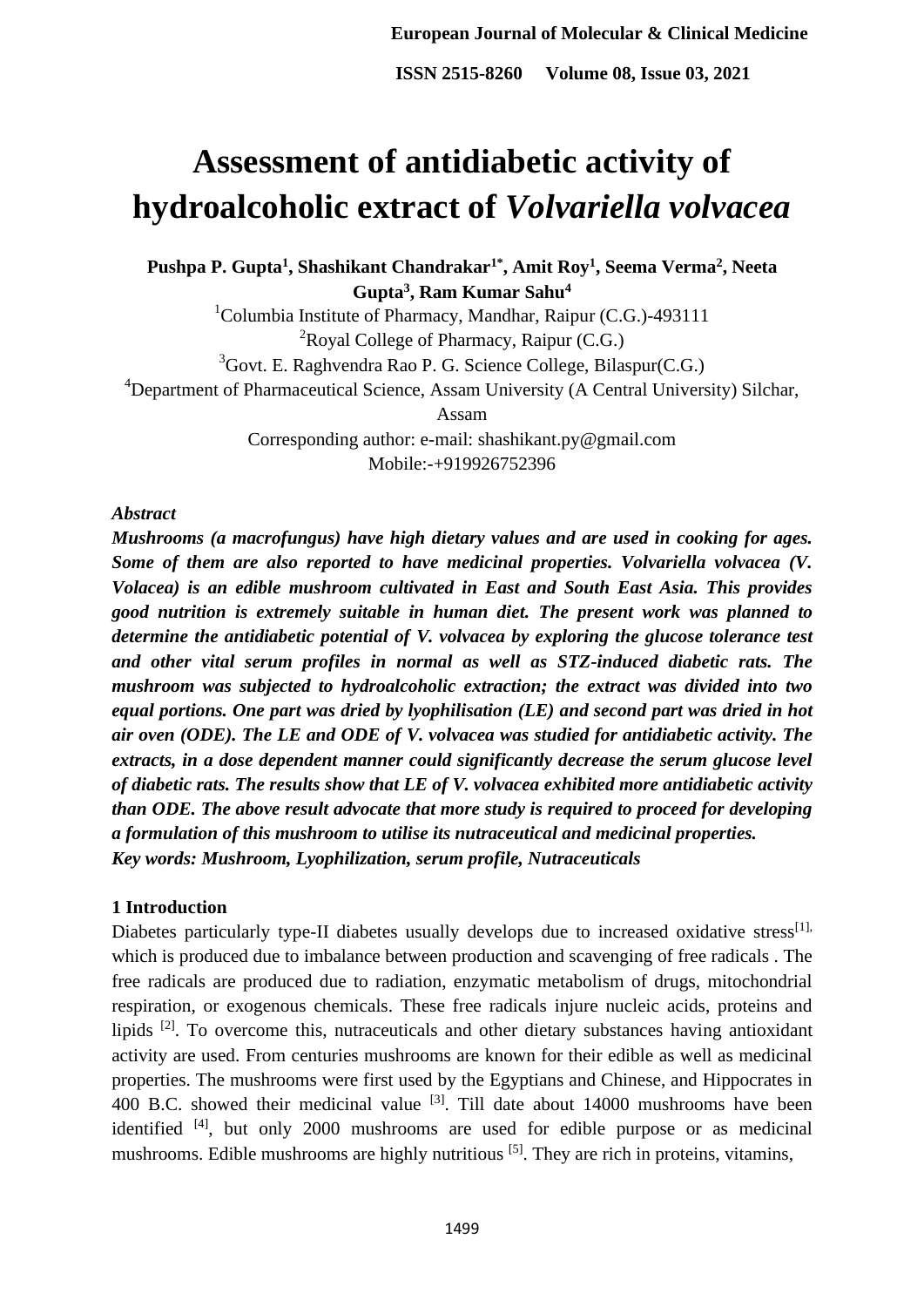# Assessment of antidiabetic activity of hydroalcoholic extract of *Volvariella volvacea*

**Pushpa P. Gupta[1], Shashikant Chandrakar[1*], Amit Roy[1], Seema Verma[2], Neeta Gupta[3], Ram Kumar Sahu[4]**

[1]Columbia Institute of Pharmacy, Mandhar, Raipur (C.G.)-493111

[2]Royal College of Pharmacy, Raipur (C.G.)

[3]Govt. E. Raghvendra Rao P. G. Science College, Bilaspur(C.G.)

[4]Department of Pharmaceutical Science, Assam University (A Central University) Silchar, Assam

Corresponding author: e-mail: shashikant.py@gmail.com

Mobile:-+919926752396

***Abstract***

***Mushrooms (a macrofungus) have high dietary values and are used in cooking for ages. Some of them are also reported to have medicinal properties. Volvariella volvacea (V. Volacea) is an edible mushroom cultivated in East and South East Asia. This provides good nutrition is extremely suitable in human diet. The present work was planned to determine the antidiabetic potential of V. volvacea by exploring the glucose tolerance test and other vital serum profiles in normal as well as STZ-induced diabetic rats. The mushroom was subjected to hydroalcoholic extraction; the extract was divided into two equal portions. One part was dried by lyophilisation (LE) and second part was dried in hot air oven (ODE). The LE and ODE of V. volvacea was studied for antidiabetic activity. The extracts, in a dose dependent manner could significantly decrease the serum glucose level of diabetic rats. The results show that LE of V. volvacea exhibited more antidiabetic activity than ODE. The above result advocate that more study is required to proceed for developing a formulation of this mushroom to utilise its nutraceutical and medicinal properties.***

***Key words: Mushroom, Lyophilization, serum profile, Nutraceuticals***

## 1 Introduction

Diabetes particularly type-II diabetes usually develops due to increased oxidative stress[1], which is produced due to imbalance between production and scavenging of free radicals . The free radicals are produced due to radiation, enzymatic metabolism of drugs, mitochondrial respiration, or exogenous chemicals. These free radicals injure nucleic acids, proteins and lipids [2]. To overcome this, nutraceuticals and other dietary substances having antioxidant activity are used. From centuries mushrooms are known for their edible as well as medicinal properties. The mushrooms were first used by the Egyptians and Chinese, and Hippocrates in 400 B.C. showed their medicinal value [3]. Till date about 14000 mushrooms have been identified [4], but only 2000 mushrooms are used for edible purpose or as medicinal mushrooms. Edible mushrooms are highly nutritious [5]. They are rich in proteins, vitamins,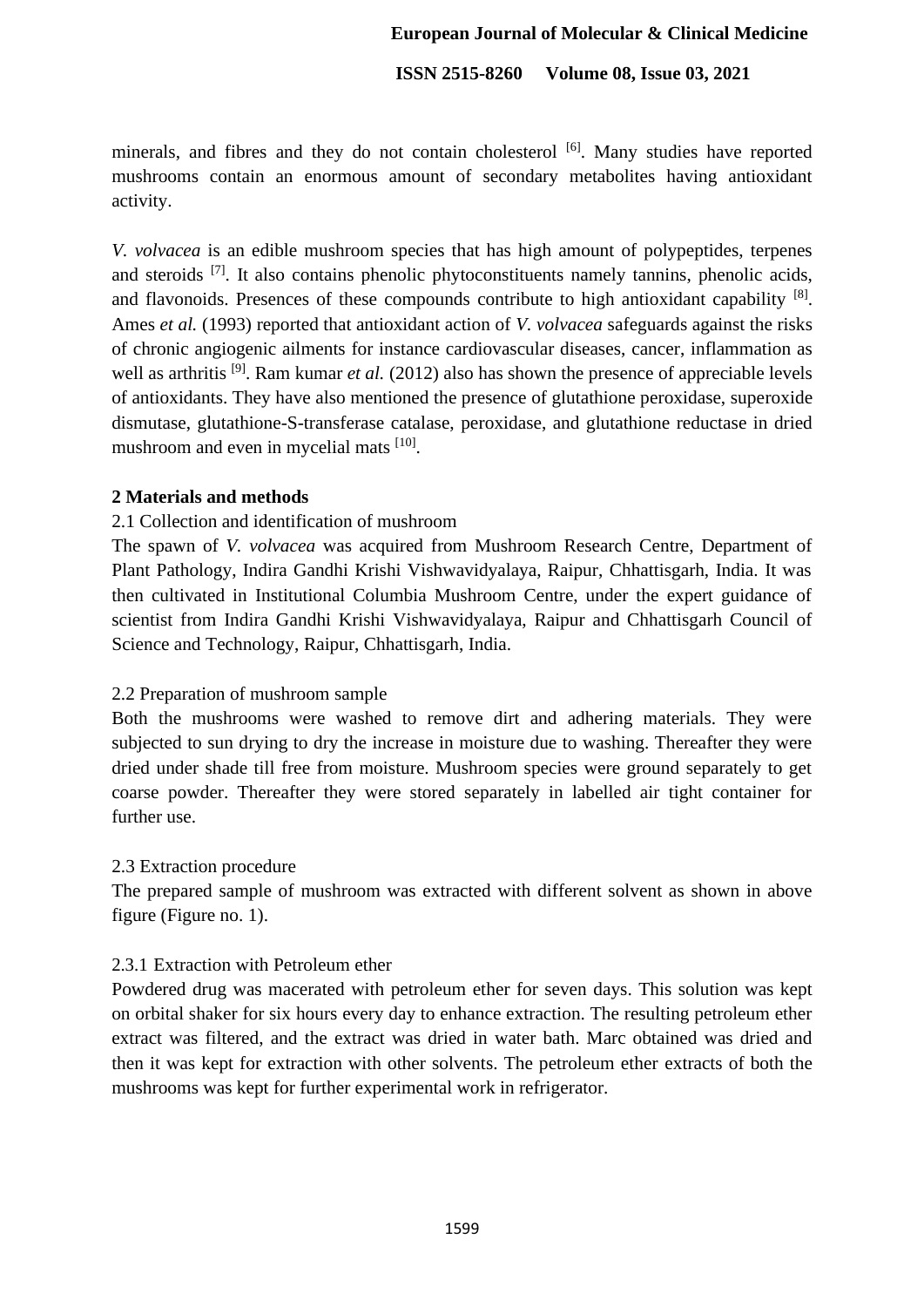minerals, and fibres and they do not contain cholesterol [6]. Many studies have reported mushrooms contain an enormous amount of secondary metabolites having antioxidant activity.

*V. volvacea* is an edible mushroom species that has high amount of polypeptides, terpenes and steroids [7]. It also contains phenolic phytoconstituents namely tannins, phenolic acids, and flavonoids. Presences of these compounds contribute to high antioxidant capability [8]. Ames *et al.* (1993) reported that antioxidant action of *V. volvacea* safeguards against the risks of chronic angiogenic ailments for instance cardiovascular diseases, cancer, inflammation as well as arthritis [9]. Ram kumar *et al.* (2012) also has shown the presence of appreciable levels of antioxidants. They have also mentioned the presence of glutathione peroxidase, superoxide dismutase, glutathione-S-transferase catalase, peroxidase, and glutathione reductase in dried mushroom and even in mycelial mats [10].

## 2 Materials and methods

### 2.1 Collection and identification of mushroom

The spawn of *V. volvacea* was acquired from Mushroom Research Centre, Department of Plant Pathology, Indira Gandhi Krishi Vishwavidyalaya, Raipur, Chhattisgarh, India. It was then cultivated in Institutional Columbia Mushroom Centre, under the expert guidance of scientist from Indira Gandhi Krishi Vishwavidyalaya, Raipur and Chhattisgarh Council of Science and Technology, Raipur, Chhattisgarh, India.

### 2.2 Preparation of mushroom sample

Both the mushrooms were washed to remove dirt and adhering materials. They were subjected to sun drying to dry the increase in moisture due to washing. Thereafter they were dried under shade till free from moisture. Mushroom species were ground separately to get coarse powder. Thereafter they were stored separately in labelled air tight container for further use.

### 2.3 Extraction procedure

The prepared sample of mushroom was extracted with different solvent as shown in above figure (Figure no. 1).

#### 2.3.1 Extraction with Petroleum ether

Powdered drug was macerated with petroleum ether for seven days. This solution was kept on orbital shaker for six hours every day to enhance extraction. The resulting petroleum ether extract was filtered, and the extract was dried in water bath. Marc obtained was dried and then it was kept for extraction with other solvents. The petroleum ether extracts of both the mushrooms was kept for further experimental work in refrigerator.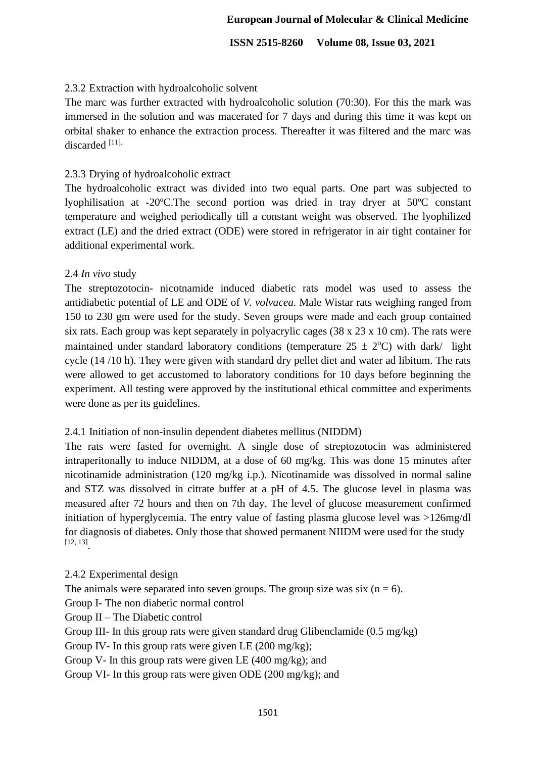2.3.2 Extraction with hydroalcoholic solvent

The marc was further extracted with hydroalcoholic solution (70:30). For this the mark was immersed in the solution and was macerated for 7 days and during this time it was kept on orbital shaker to enhance the extraction process. Thereafter it was filtered and the marc was discarded [11].

2.3.3 Drying of hydroalcoholic extract

The hydroalcoholic extract was divided into two equal parts. One part was subjected to lyophilisation at -20ºC.The second portion was dried in tray dryer at 50ºC constant temperature and weighed periodically till a constant weight was observed. The lyophilized extract (LE) and the dried extract (ODE) were stored in refrigerator in air tight container for additional experimental work.

2.4 *In vivo* study

The streptozotocin- nicotnamide induced diabetic rats model was used to assess the antidiabetic potential of LE and ODE of *V. volvacea.* Male Wistar rats weighing ranged from 150 to 230 gm were used for the study. Seven groups were made and each group contained six rats. Each group was kept separately in polyacrylic cages (38 x 23 x 10 cm). The rats were maintained under standard laboratory conditions (temperature $25 \pm 2^{o}C$) with dark/ light cycle (14 /10 h). They were given with standard dry pellet diet and water ad libitum. The rats were allowed to get accustomed to laboratory conditions for 10 days before beginning the experiment. All testing were approved by the institutional ethical committee and experiments were done as per its guidelines.

2.4.1 Initiation of non-insulin dependent diabetes mellitus (NIDDM)

The rats were fasted for overnight. A single dose of streptozotocin was administered intraperitonally to induce NIDDM, at a dose of 60 mg/kg. This was done 15 minutes after nicotinamide administration (120 mg/kg i.p.). Nicotinamide was dissolved in normal saline and STZ was dissolved in citrate buffer at a pH of 4.5. The glucose level in plasma was measured after 72 hours and then on 7th day. The level of glucose measurement confirmed initiation of hyperglycemia. The entry value of fasting plasma glucose level was >126mg/dl for diagnosis of diabetes. Only those that showed permanent NIIDM were used for the study [12, 13].

2.4.2 Experimental design

The animals were separated into seven groups. The group size was six (n = 6).

Group I- The non diabetic normal control

Group II – The Diabetic control

Group III- In this group rats were given standard drug Glibenclamide (0.5 mg/kg)

Group IV- In this group rats were given LE (200 mg/kg);

Group V- In this group rats were given LE (400 mg/kg); and

Group VI- In this group rats were given ODE (200 mg/kg); and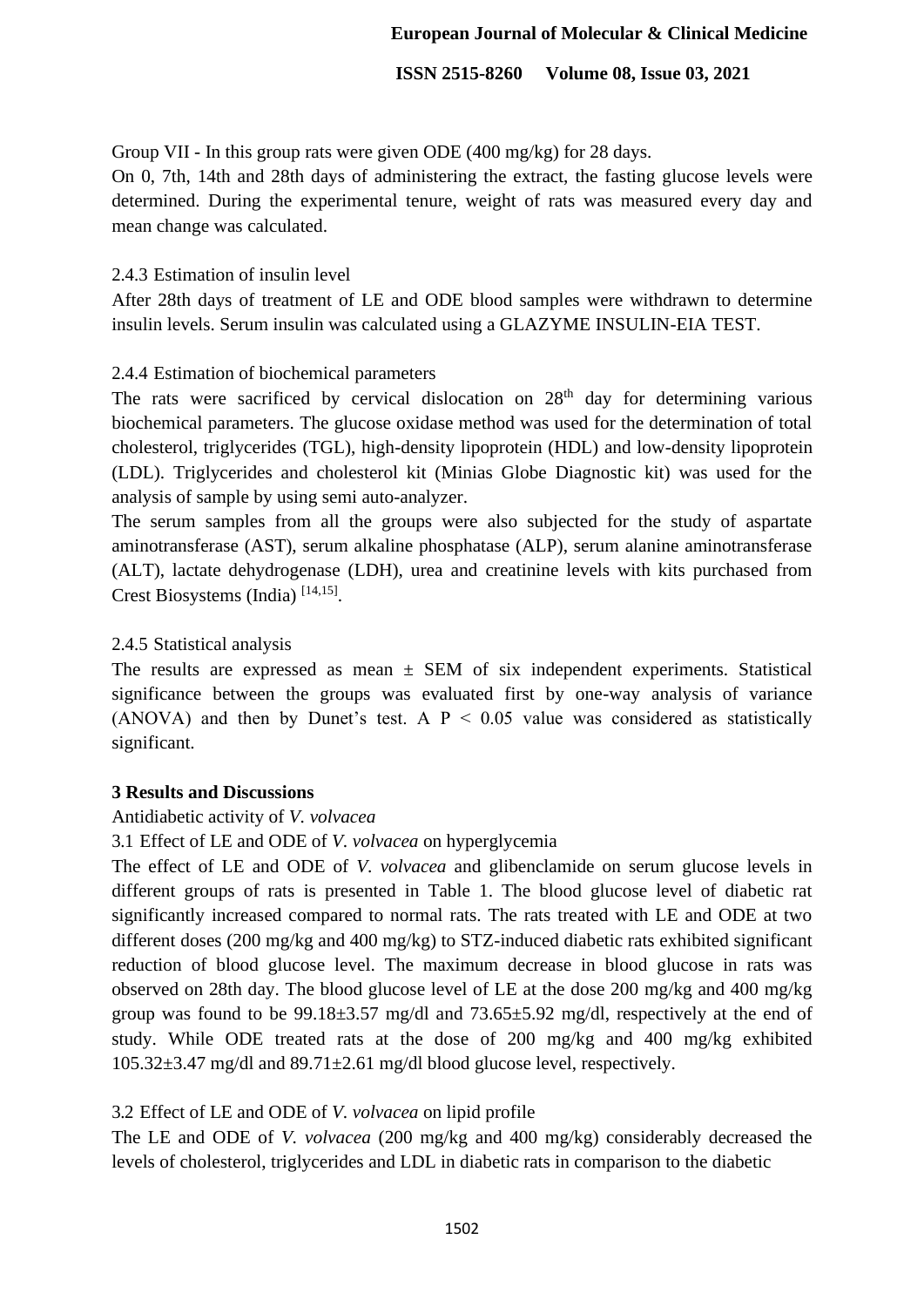Group VII - In this group rats were given ODE (400 mg/kg) for 28 days.

On 0, 7th, 14th and 28th days of administering the extract, the fasting glucose levels were determined. During the experimental tenure, weight of rats was measured every day and mean change was calculated.

2.4.3 Estimation of insulin level

After 28th days of treatment of LE and ODE blood samples were withdrawn to determine insulin levels. Serum insulin was calculated using a GLAZYME INSULIN-EIA TEST.

2.4.4 Estimation of biochemical parameters

The rats were sacrificed by cervical dislocation on 28$^{th}$ day for determining various biochemical parameters. The glucose oxidase method was used for the determination of total cholesterol, triglycerides (TGL), high-density lipoprotein (HDL) and low-density lipoprotein (LDL). Triglycerides and cholesterol kit (Minias Globe Diagnostic kit) was used for the analysis of sample by using semi auto-analyzer.

The serum samples from all the groups were also subjected for the study of aspartate aminotransferase (AST), serum alkaline phosphatase (ALP), serum alanine aminotransferase (ALT), lactate dehydrogenase (LDH), urea and creatinine levels with kits purchased from Crest Biosystems (India) [14,15].

2.4.5 Statistical analysis

The results are expressed as mean ± SEM of six independent experiments. Statistical significance between the groups was evaluated first by one-way analysis of variance (ANOVA) and then by Dunet's test. A $P < 0.05$ value was considered as statistically significant.

**3 Results and Discussions**

Antidiabetic activity of *V. volvacea*

3.1 Effect of LE and ODE of *V. volvacea* on hyperglycemia

The effect of LE and ODE of *V. volvacea* and glibenclamide on serum glucose levels in different groups of rats is presented in Table 1. The blood glucose level of diabetic rat significantly increased compared to normal rats. The rats treated with LE and ODE at two different doses (200 mg/kg and 400 mg/kg) to STZ-induced diabetic rats exhibited significant reduction of blood glucose level. The maximum decrease in blood glucose in rats was observed on 28th day. The blood glucose level of LE at the dose 200 mg/kg and 400 mg/kg group was found to be 99.18±3.57 mg/dl and 73.65±5.92 mg/dl, respectively at the end of study. While ODE treated rats at the dose of 200 mg/kg and 400 mg/kg exhibited 105.32±3.47 mg/dl and 89.71±2.61 mg/dl blood glucose level, respectively.

3.2 Effect of LE and ODE of *V. volvacea* on lipid profile

The LE and ODE of *V. volvacea* (200 mg/kg and 400 mg/kg) considerably decreased the levels of cholesterol, triglycerides and LDL in diabetic rats in comparison to the diabetic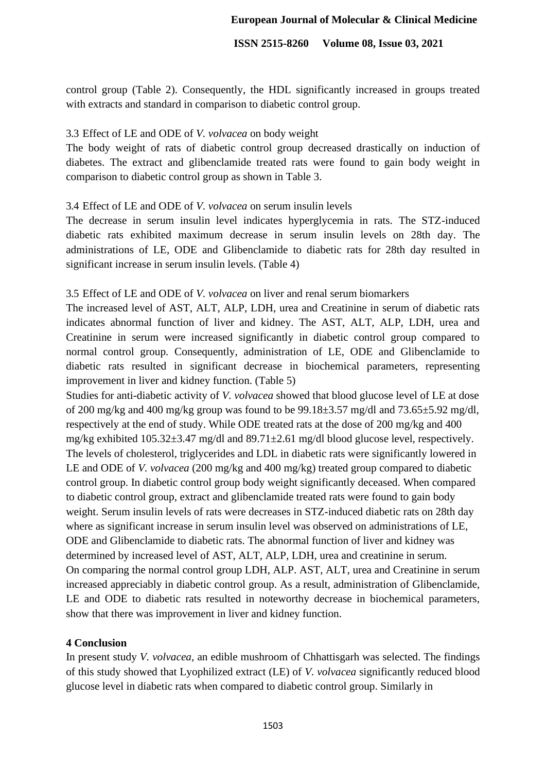control group (Table 2). Consequently, the HDL significantly increased in groups treated with extracts and standard in comparison to diabetic control group.

### 3.3 Effect of LE and ODE of *V. volvacea* on body weight

The body weight of rats of diabetic control group decreased drastically on induction of diabetes. The extract and glibenclamide treated rats were found to gain body weight in comparison to diabetic control group as shown in Table 3.

### 3.4 Effect of LE and ODE of *V. volvacea* on serum insulin levels

The decrease in serum insulin level indicates hyperglycemia in rats. The STZ-induced diabetic rats exhibited maximum decrease in serum insulin levels on 28th day. The administrations of LE, ODE and Glibenclamide to diabetic rats for 28th day resulted in significant increase in serum insulin levels. (Table 4)

### 3.5 Effect of LE and ODE of *V. volvacea* on liver and renal serum biomarkers

The increased level of AST, ALT, ALP, LDH, urea and Creatinine in serum of diabetic rats indicates abnormal function of liver and kidney. The AST, ALT, ALP, LDH, urea and Creatinine in serum were increased significantly in diabetic control group compared to normal control group. Consequently, administration of LE, ODE and Glibenclamide to diabetic rats resulted in significant decrease in biochemical parameters, representing improvement in liver and kidney function. (Table 5)

Studies for anti-diabetic activity of *V. volvacea* showed that blood glucose level of LE at dose of 200 mg/kg and 400 mg/kg group was found to be 99.18±3.57 mg/dl and 73.65±5.92 mg/dl, respectively at the end of study. While ODE treated rats at the dose of 200 mg/kg and 400 mg/kg exhibited 105.32±3.47 mg/dl and 89.71±2.61 mg/dl blood glucose level, respectively. The levels of cholesterol, triglycerides and LDL in diabetic rats were significantly lowered in LE and ODE of *V. volvacea* (200 mg/kg and 400 mg/kg) treated group compared to diabetic control group. In diabetic control group body weight significantly deceased. When compared to diabetic control group, extract and glibenclamide treated rats were found to gain body weight. Serum insulin levels of rats were decreases in STZ-induced diabetic rats on 28th day where as significant increase in serum insulin level was observed on administrations of LE, ODE and Glibenclamide to diabetic rats. The abnormal function of liver and kidney was determined by increased level of AST, ALT, ALP, LDH, urea and creatinine in serum. On comparing the normal control group LDH, ALP. AST, ALT, urea and Creatinine in serum increased appreciably in diabetic control group. As a result, administration of Glibenclamide, LE and ODE to diabetic rats resulted in noteworthy decrease in biochemical parameters, show that there was improvement in liver and kidney function.

## 4 Conclusion

In present study *V. volvacea*, an edible mushroom of Chhattisgarh was selected. The findings of this study showed that Lyophilized extract (LE) of *V. volvacea* significantly reduced blood glucose level in diabetic rats when compared to diabetic control group. Similarly in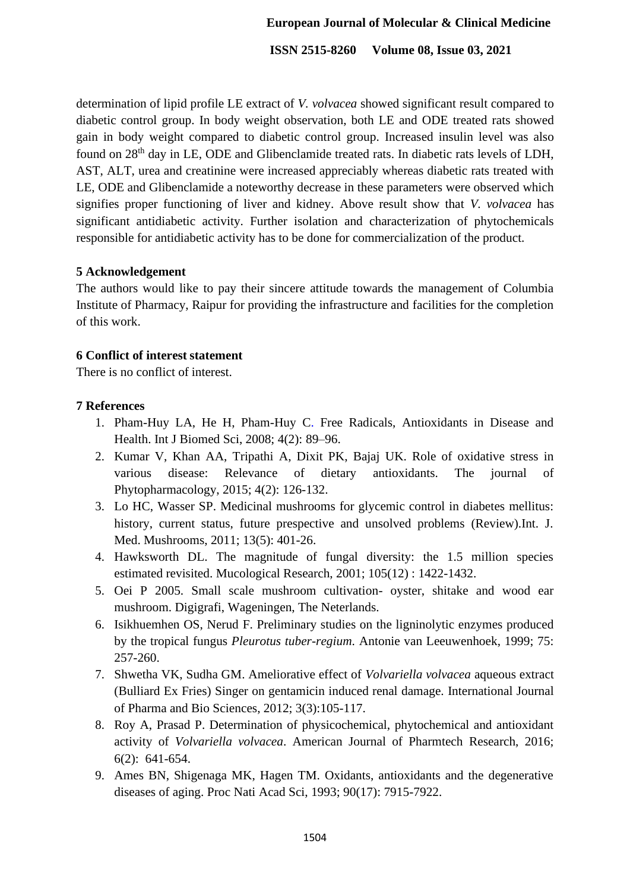determination of lipid profile LE extract of *V. volvacea* showed significant result compared to diabetic control group. In body weight observation, both LE and ODE treated rats showed gain in body weight compared to diabetic control group. Increased insulin level was also found on 28th day in LE, ODE and Glibenclamide treated rats. In diabetic rats levels of LDH, AST, ALT, urea and creatinine were increased appreciably whereas diabetic rats treated with LE, ODE and Glibenclamide a noteworthy decrease in these parameters were observed which signifies proper functioning of liver and kidney. Above result show that *V. volvacea* has significant antidiabetic activity. Further isolation and characterization of phytochemicals responsible for antidiabetic activity has to be done for commercialization of the product.

## 5 Acknowledgement

The authors would like to pay their sincere attitude towards the management of Columbia Institute of Pharmacy, Raipur for providing the infrastructure and facilities for the completion of this work.

## 6 Conflict of interest statement

There is no conflict of interest.

## 7 References

1. Pham-Huy LA, He H, Pham-Huy C. Free Radicals, Antioxidants in Disease and Health. Int J Biomed Sci, 2008; 4(2): 89–96.
2. Kumar V, Khan AA, Tripathi A, Dixit PK, Bajaj UK. Role of oxidative stress in various disease: Relevance of dietary antioxidants. The journal of Phytopharmacology, 2015; 4(2): 126-132.
3. Lo HC, Wasser SP. Medicinal mushrooms for glycemic control in diabetes mellitus: history, current status, future prespective and unsolved problems (Review).Int. J. Med. Mushrooms, 2011; 13(5): 401-26.
4. Hawksworth DL. The magnitude of fungal diversity: the 1.5 million species estimated revisited. Mucological Research, 2001; 105(12) : 1422-1432.
5. Oei P 2005. Small scale mushroom cultivation- oyster, shitake and wood ear mushroom. Digigrafi, Wageningen, The Neterlands.
6. Isikhuemhen OS, Nerud F. Preliminary studies on the ligninolytic enzymes produced by the tropical fungus *Pleurotus tuber-regium*. Antonie van Leeuwenhoek, 1999; 75: 257-260.
7. Shwetha VK, Sudha GM. Ameliorative effect of *Volvariella volvacea* aqueous extract (Bulliard Ex Fries) Singer on gentamicin induced renal damage. International Journal of Pharma and Bio Sciences, 2012; 3(3):105-117.
8. Roy A, Prasad P. Determination of physicochemical, phytochemical and antioxidant activity of *Volvariella volvacea*. American Journal of Pharmtech Research, 2016; 6(2): 641-654.
9. Ames BN, Shigenaga MK, Hagen TM. Oxidants, antioxidants and the degenerative diseases of aging. Proc Nati Acad Sci, 1993; 90(17): 7915-7922.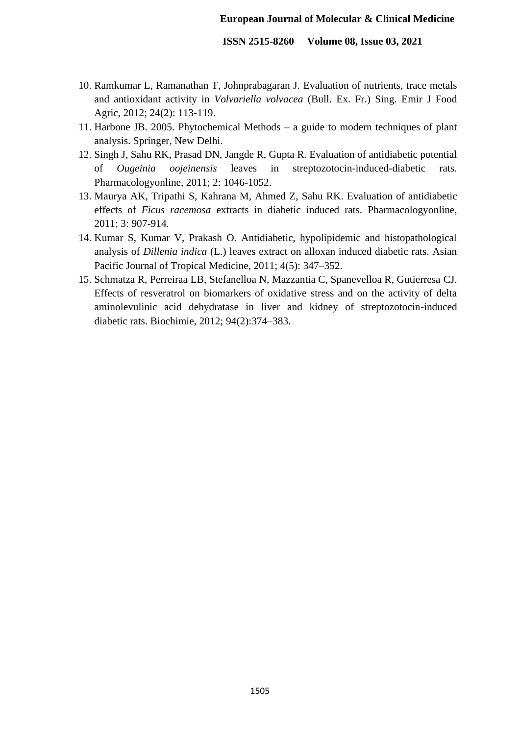10. Ramkumar L, Ramanathan T, Johnprabagaran J. Evaluation of nutrients, trace metals and antioxidant activity in *Volvariella volvacea* (Bull. Ex. Fr.) Sing. Emir J Food Agric, 2012; 24(2): 113-119.
11. Harbone JB. 2005. Phytochemical Methods – a guide to modern techniques of plant analysis. Springer, New Delhi.
12. Singh J, Sahu RK, Prasad DN, Jangde R, Gupta R. Evaluation of antidiabetic potential of *Ougeinia oojeinensis* leaves in streptozotocin-induced-diabetic rats. Pharmacologyonline, 2011; 2: 1046-1052.
13. Maurya AK, Tripathi S, Kahrana M, Ahmed Z, Sahu RK. Evaluation of antidiabetic effects of *Ficus racemosa* extracts in diabetic induced rats. Pharmacologyonline, 2011; 3: 907-914.
14. Kumar S, Kumar V, Prakash O. Antidiabetic, hypolipidemic and histopathological analysis of *Dillenia indica* (L.) leaves extract on alloxan induced diabetic rats. Asian Pacific Journal of Tropical Medicine, 2011; 4(5): 347–352.
15. Schmatza R, Perreiraa LB, Stefanelloa N, Mazzantia C, Spanevelloa R, Gutierresa CJ. Effects of resveratrol on biomarkers of oxidative stress and on the activity of delta aminolevulinic acid dehydratase in liver and kidney of streptozotocin-induced diabetic rats. Biochimie, 2012; 94(2):374–383.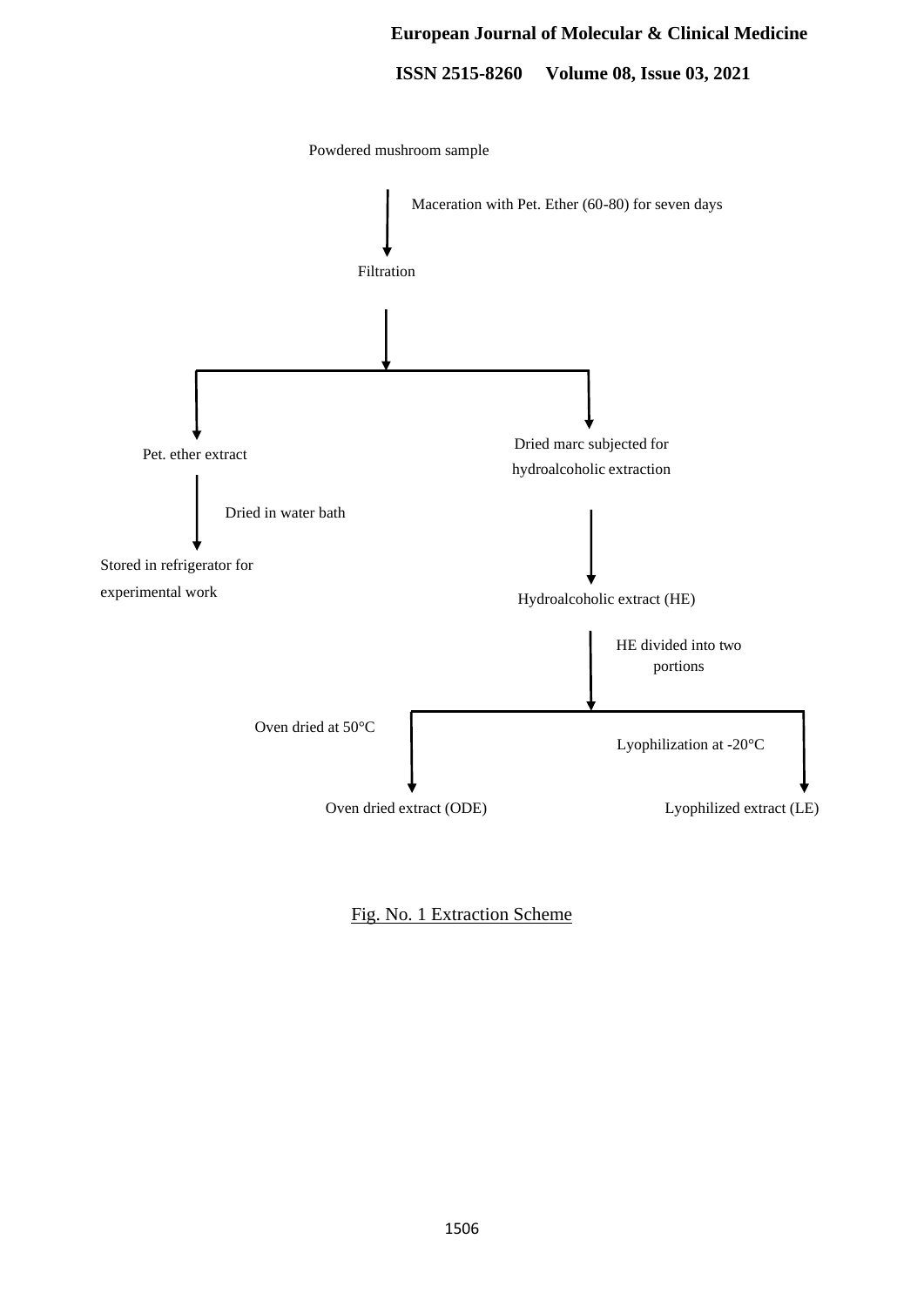Powdered mushroom sample

↓ Maceration with Pet. Ether (60-80) for seven days

Filtration

↓

Pet. ether extract

↓ Dried in water bath

Stored in refrigerator for experimental work

Dried marc subjected for hydroalcoholic extraction

↓

Hydroalcoholic extract (HE)

↓ HE divided into two portions

Oven dried at 50°C

↓

Oven dried extract (ODE)

Lyophilization at -20°C

↓

Lyophilized extract (LE)

Fig. No. 1 Extraction Scheme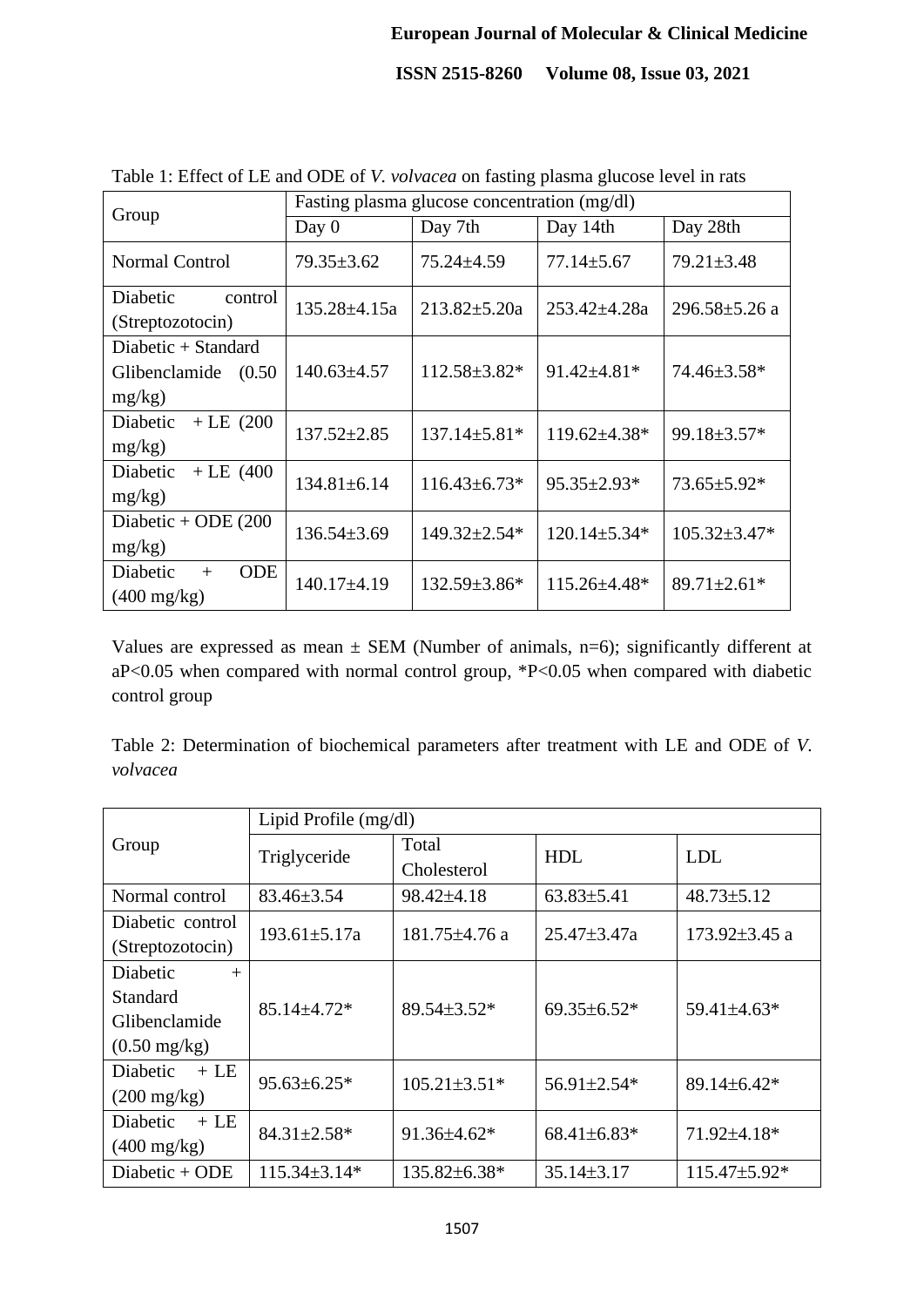Table 1: Effect of LE and ODE of *V. volvacea* on fasting plasma glucose level in rats

| Group | Fasting plasma glucose concentration (mg/dl) | | | |
|---|---|---|---|---|
| | Day 0 | Day 7th | Day 14th | Day 28th |
| Normal Control | 79.35±3.62 | 75.24±4.59 | 77.14±5.67 | 79.21±3.48 |
| Diabetic control (Streptozotocin) | 135.28±4.15a | 213.82±5.20a | 253.42±4.28a | 296.58±5.26 a |
| Diabetic + Standard Glibenclamide (0.50 mg/kg) | 140.63±4.57 | 112.58±3.82* | 91.42±4.81* | 74.46±3.58* |
| Diabetic + LE (200 mg/kg) | 137.52±2.85 | 137.14±5.81* | 119.62±4.38* | 99.18±3.57* |
| Diabetic + LE (400 mg/kg) | 134.81±6.14 | 116.43±6.73* | 95.35±2.93* | 73.65±5.92* |
| Diabetic + ODE (200 mg/kg) | 136.54±3.69 | 149.32±2.54* | 120.14±5.34* | 105.32±3.47* |
| Diabetic + ODE (400 mg/kg) | 140.17±4.19 | 132.59±3.86* | 115.26±4.48* | 89.71±2.61* |

Values are expressed as mean ± SEM (Number of animals, n=6); significantly different at aP<0.05 when compared with normal control group, *P<0.05 when compared with diabetic control group

Table 2: Determination of biochemical parameters after treatment with LE and ODE of *V. volvacea*

| Group | Lipid Profile (mg/dl) | | | |
|---|---|---|---|---|
| | Triglyceride | Total Cholesterol | HDL | LDL |
| Normal control | 83.46±3.54 | 98.42±4.18 | 63.83±5.41 | 48.73±5.12 |
| Diabetic control (Streptozotocin) | 193.61±5.17a | 181.75±4.76 a | 25.47±3.47a | 173.92±3.45 a |
| Diabetic + Standard Glibenclamide (0.50 mg/kg) | 85.14±4.72* | 89.54±3.52* | 69.35±6.52* | 59.41±4.63* |
| Diabetic + LE (200 mg/kg) | 95.63±6.25* | 105.21±3.51* | 56.91±2.54* | 89.14±6.42* |
| Diabetic + LE (400 mg/kg) | 84.31±2.58* | 91.36±4.62* | 68.41±6.83* | 71.92±4.18* |
| Diabetic + ODE | 115.34±3.14* | 135.82±6.38* | 35.14±3.17 | 115.47±5.92* |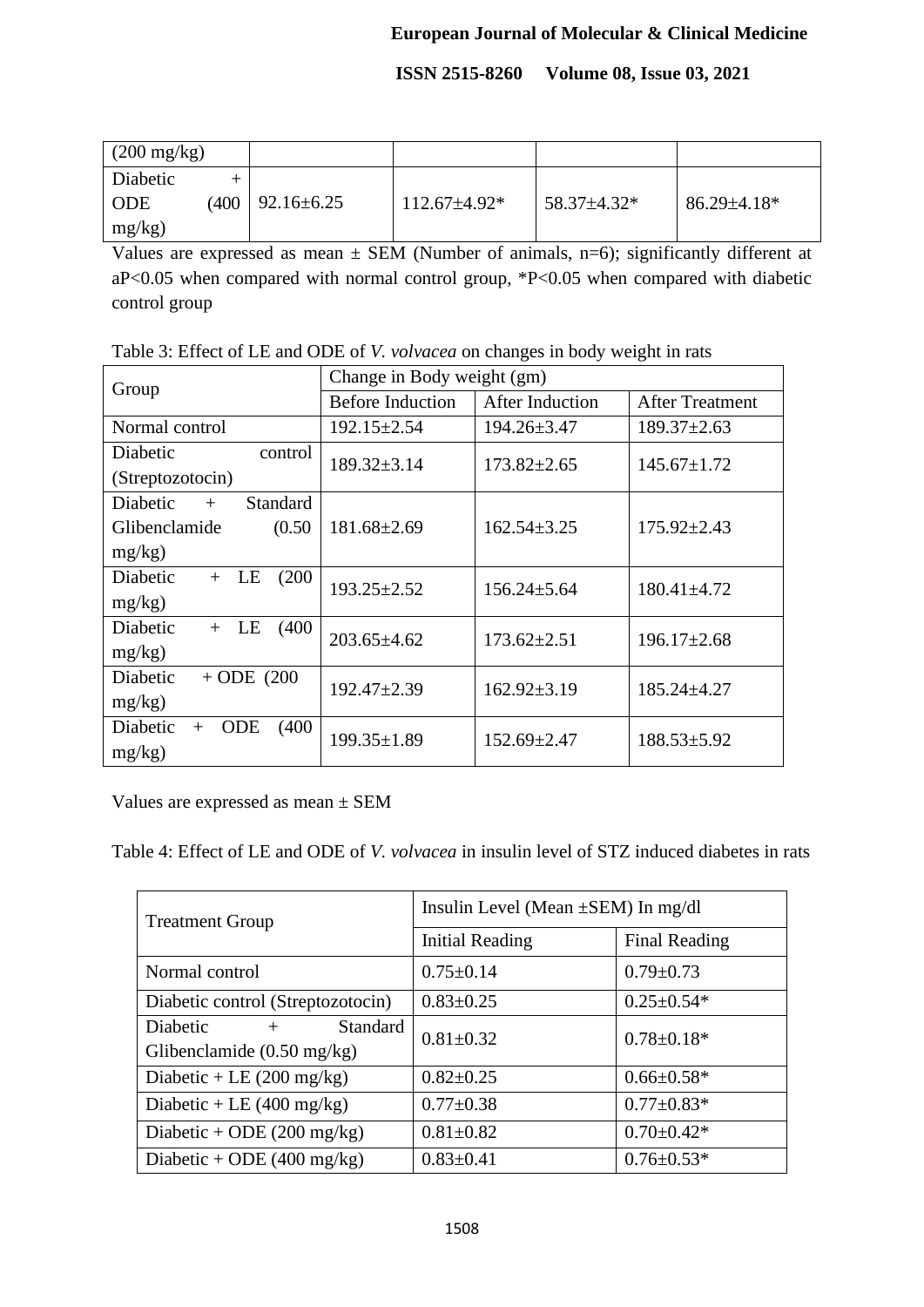| (200 mg/kg) | | | | |
|---|---|---|---|---|
| Diabetic + ODE (400 mg/kg) | 92.16±6.25 | 112.67±4.92* | 58.37±4.32* | 86.29±4.18* |

Values are expressed as mean ± SEM (Number of animals, n=6); significantly different at aP<0.05 when compared with normal control group, *P<0.05 when compared with diabetic control group

Table 3: Effect of LE and ODE of *V. volvacea* on changes in body weight in rats

| Group | Change in Body weight (gm) | | |
|---|---|---|---|
| | Before Induction | After Induction | After Treatment |
| Normal control | 192.15±2.54 | 194.26±3.47 | 189.37±2.63 |
| Diabetic control (Streptozotocin) | 189.32±3.14 | 173.82±2.65 | 145.67±1.72 |
| Diabetic + Standard Glibenclamide (0.50 mg/kg) | 181.68±2.69 | 162.54±3.25 | 175.92±2.43 |
| Diabetic + LE (200 mg/kg) | 193.25±2.52 | 156.24±5.64 | 180.41±4.72 |
| Diabetic + LE (400 mg/kg) | 203.65±4.62 | 173.62±2.51 | 196.17±2.68 |
| Diabetic + ODE (200 mg/kg) | 192.47±2.39 | 162.92±3.19 | 185.24±4.27 |
| Diabetic + ODE (400 mg/kg) | 199.35±1.89 | 152.69±2.47 | 188.53±5.92 |

Values are expressed as mean ± SEM

Table 4: Effect of LE and ODE of *V. volvacea* in insulin level of STZ induced diabetes in rats

| Treatment Group | Insulin Level (Mean ±SEM) In mg/dl | |
|---|---|---|
| | Initial Reading | Final Reading |
| Normal control | 0.75±0.14 | 0.79±0.73 |
| Diabetic control (Streptozotocin) | 0.83±0.25 | 0.25±0.54* |
| Diabetic + Standard Glibenclamide (0.50 mg/kg) | 0.81±0.32 | 0.78±0.18* |
| Diabetic + LE (200 mg/kg) | 0.82±0.25 | 0.66±0.58* |
| Diabetic + LE (400 mg/kg) | 0.77±0.38 | 0.77±0.83* |
| Diabetic + ODE (200 mg/kg) | 0.81±0.82 | 0.70±0.42* |
| Diabetic + ODE (400 mg/kg) | 0.83±0.41 | 0.76±0.53* |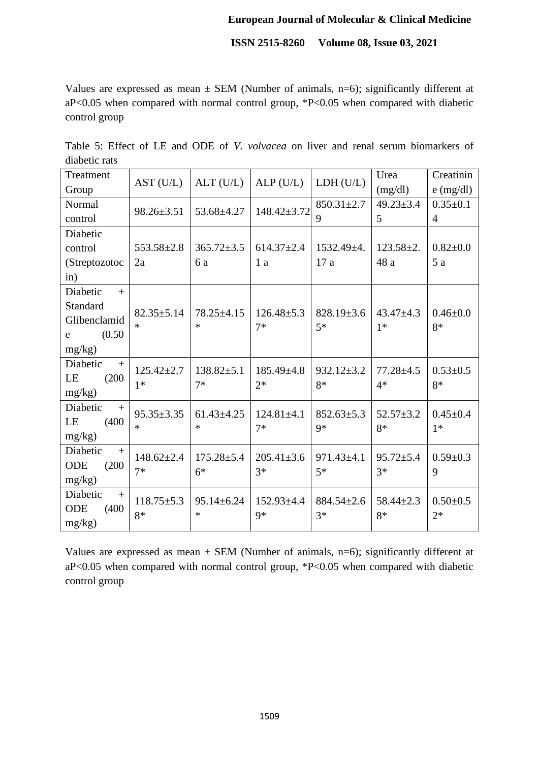Values are expressed as mean ± SEM (Number of animals, n=6); significantly different at aP<0.05 when compared with normal control group, *P<0.05 when compared with diabetic control group

Table 5: Effect of LE and ODE of *V. volvacea* on liver and renal serum biomarkers of diabetic rats

| Treatment Group | AST (U/L) | ALT (U/L) | ALP (U/L) | LDH (U/L) | Urea (mg/dl) | Creatinine (mg/dl) |
|---|---|---|---|---|---|---|
| Normal control | 98.26±3.51 | 53.68±4.27 | 148.42±3.72 | 850.31±2.79 | 49.23±3.45 | 0.35±0.14 |
| Diabetic control (Streptozotocin) | 553.58±2.82a | 365.72±3.56 a | 614.37±2.41 a | 1532.49±4.17 a | 123.58±2.48 a | 0.82±0.05 a |
| Diabetic + Standard Glibenclamide (0.50 mg/kg) | 82.35±5.14* | 78.25±4.15* | 126.48±5.37* | 828.19±3.65* | 43.47±4.31* | 0.46±0.08* |
| Diabetic + LE (200 mg/kg) | 125.42±2.71* | 138.82±5.17* | 185.49±4.82* | 932.12±3.28* | 77.28±4.54* | 0.53±0.58* |
| Diabetic + LE (400 mg/kg) | 95.35±3.35* | 61.43±4.25* | 124.81±4.17* | 852.63±5.39* | 52.57±3.28* | 0.45±0.41* |
| Diabetic + ODE (200 mg/kg) | 148.62±2.47* | 175.28±5.46* | 205.41±3.63* | 971.43±4.15* | 95.72±5.43* | 0.59±0.39 |
| Diabetic + ODE (400 mg/kg) | 118.75±5.38* | 95.14±6.24* | 152.93±4.49* | 884.54±2.63* | 58.44±2.38* | 0.50±0.52* |

Values are expressed as mean ± SEM (Number of animals, n=6); significantly different at aP<0.05 when compared with normal control group, *P<0.05 when compared with diabetic control group